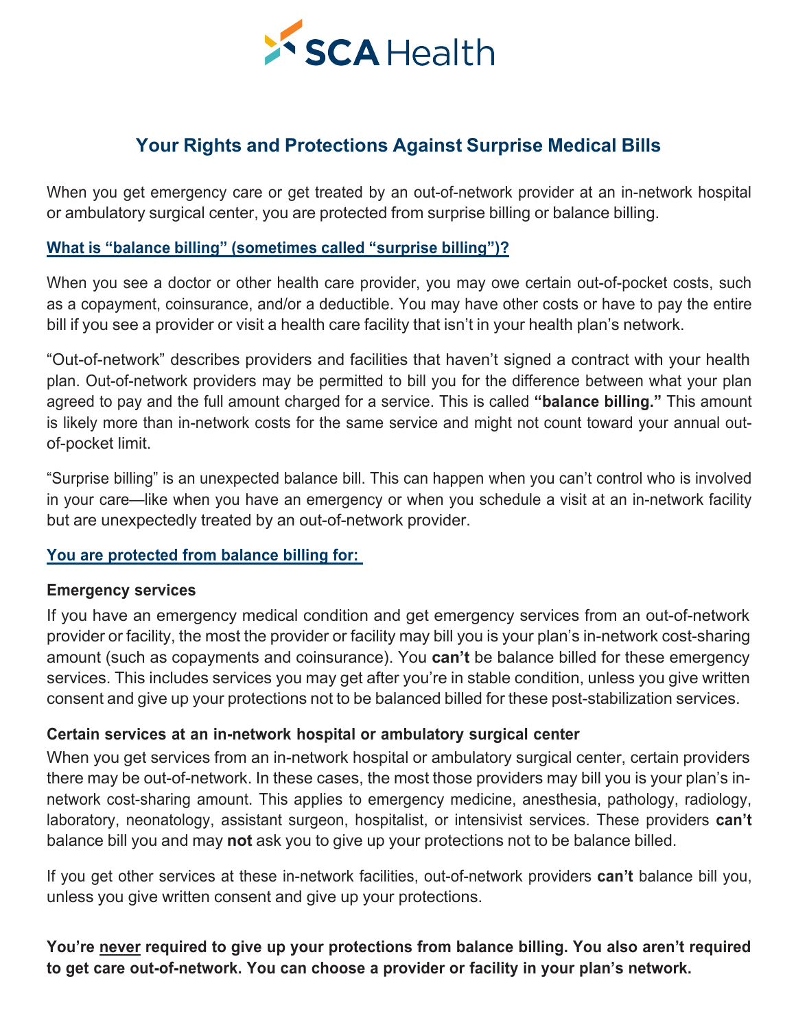SCA Health

# Your Rights and Protections Against Surprise Medical Bills

When you get emergency care or get treated by an out-of-network provider at an in-network hospital or ambulatory surgical center, you are protected from surprise billing or balance billing.

## What is "balance billing" (sometimes called "surprise billing")?

When you see a doctor or other health care provider, you may owe certain out-of-pocket costs, such as a copayment, coinsurance, and/or a deductible. You may have other costs or have to pay the entire bill if you see a provider or visit a health care facility that isn't in your health plan's network.

"Out-of-network" describes providers and facilities that haven't signed a contract with your health plan. Out-of-network providers may be permitted to bill you for the difference between what your plan agreed to pay and the full amount charged for a service. This is called **"balance billing."** This amount is likely more than in-network costs for the same service and might not count toward your annual out-of-pocket limit.

"Surprise billing" is an unexpected balance bill. This can happen when you can't control who is involved in your care—like when you have an emergency or when you schedule a visit at an in-network facility but are unexpectedly treated by an out-of-network provider.

## You are protected from balance billing for:

### Emergency services

If you have an emergency medical condition and get emergency services from an out-of-network provider or facility, the most the provider or facility may bill you is your plan's in-network cost-sharing amount (such as copayments and coinsurance). You **can't** be balance billed for these emergency services. This includes services you may get after you're in stable condition, unless you give written consent and give up your protections not to be balanced billed for these post-stabilization services.

### Certain services at an in-network hospital or ambulatory surgical center

When you get services from an in-network hospital or ambulatory surgical center, certain providers there may be out-of-network. In these cases, the most those providers may bill you is your plan's in-network cost-sharing amount. This applies to emergency medicine, anesthesia, pathology, radiology, laboratory, neonatology, assistant surgeon, hospitalist, or intensivist services. These providers **can't** balance bill you and may **not** ask you to give up your protections not to be balance billed.

If you get other services at these in-network facilities, out-of-network providers **can't** balance bill you, unless you give written consent and give up your protections.

**You're <u>never</u> required to give up your protections from balance billing. You also aren't required to get care out-of-network. You can choose a provider or facility in your plan's network.**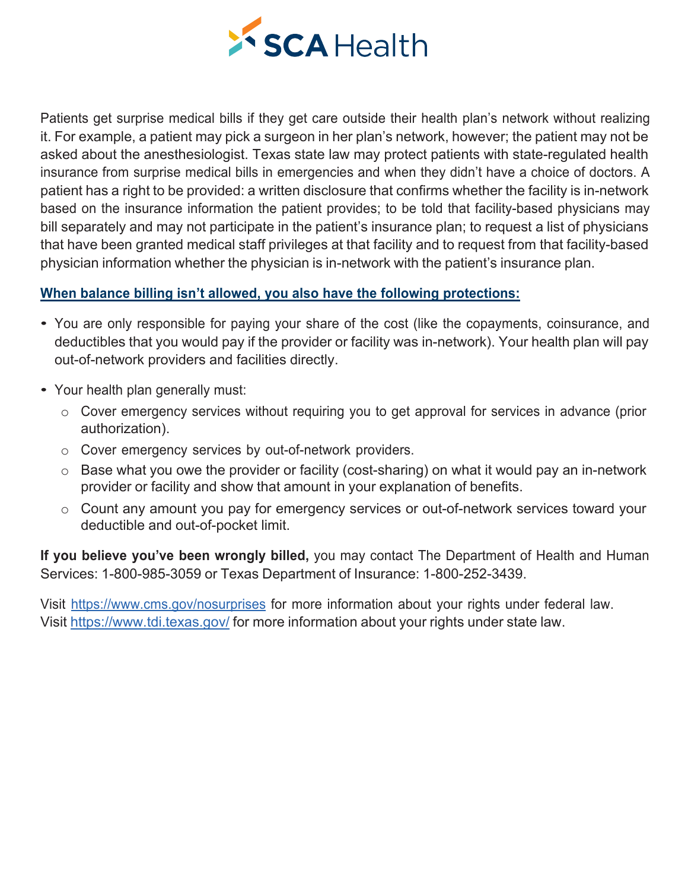SCA Health

Patients get surprise medical bills if they get care outside their health plan's network without realizing it. For example, a patient may pick a surgeon in her plan's network, however; the patient may not be asked about the anesthesiologist. Texas state law may protect patients with state-regulated health insurance from surprise medical bills in emergencies and when they didn't have a choice of doctors. A patient has a right to be provided: a written disclosure that confirms whether the facility is in-network based on the insurance information the patient provides; to be told that facility-based physicians may bill separately and may not participate in the patient's insurance plan; to request a list of physicians that have been granted medical staff privileges at that facility and to request from that facility-based physician information whether the physician is in-network with the patient's insurance plan.

**When balance billing isn't allowed, you also have the following protections:**

- You are only responsible for paying your share of the cost (like the copayments, coinsurance, and deductibles that you would pay if the provider or facility was in-network). Your health plan will pay out-of-network providers and facilities directly.
- Your health plan generally must:
  - Cover emergency services without requiring you to get approval for services in advance (prior authorization).
  - Cover emergency services by out-of-network providers.
  - Base what you owe the provider or facility (cost-sharing) on what it would pay an in-network provider or facility and show that amount in your explanation of benefits.
  - Count any amount you pay for emergency services or out-of-network services toward your deductible and out-of-pocket limit.

**If you believe you've been wrongly billed,** you may contact The Department of Health and Human Services: 1-800-985-3059 or Texas Department of Insurance: 1-800-252-3439.

Visit https://www.cms.gov/nosurprises for more information about your rights under federal law.
Visit https://www.tdi.texas.gov/ for more information about your rights under state law.